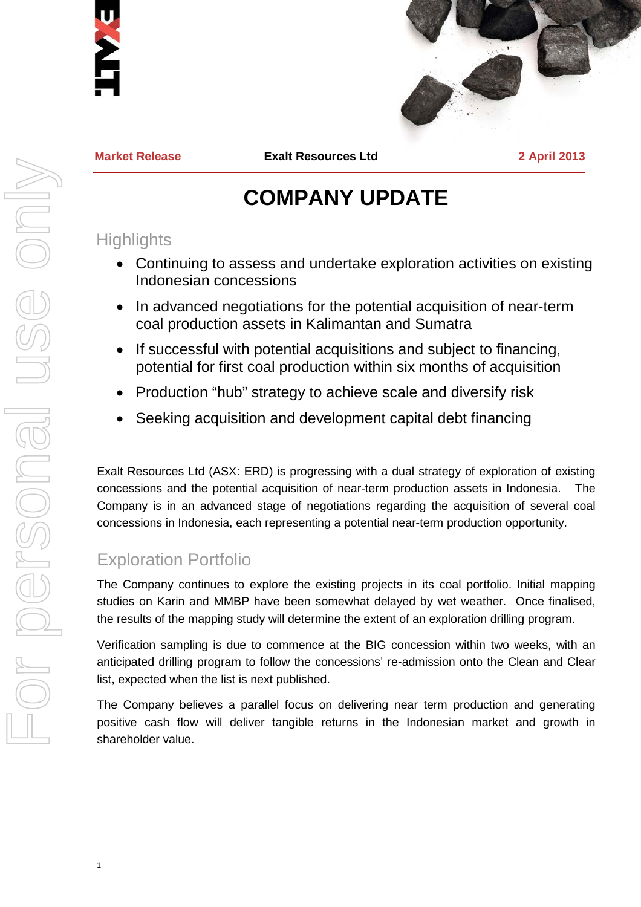**Market Release** | **Exalt Resources Ltd** | **2 April 2013**

# COMPANY UPDATE

## Highlights

- Continuing to assess and undertake exploration activities on existing Indonesian concessions
- In advanced negotiations for the potential acquisition of near-term coal production assets in Kalimantan and Sumatra
- If successful with potential acquisitions and subject to financing, potential for first coal production within six months of acquisition
- Production "hub" strategy to achieve scale and diversify risk
- Seeking acquisition and development capital debt financing

Exalt Resources Ltd (ASX: ERD) is progressing with a dual strategy of exploration of existing concessions and the potential acquisition of near-term production assets in Indonesia. The Company is in an advanced stage of negotiations regarding the acquisition of several coal concessions in Indonesia, each representing a potential near-term production opportunity.

## Exploration Portfolio

The Company continues to explore the existing projects in its coal portfolio. Initial mapping studies on Karin and MMBP have been somewhat delayed by wet weather. Once finalised, the results of the mapping study will determine the extent of an exploration drilling program.

Verification sampling is due to commence at the BIG concession within two weeks, with an anticipated drilling program to follow the concessions' re-admission onto the Clean and Clear list, expected when the list is next published.

The Company believes a parallel focus on delivering near term production and generating positive cash flow will deliver tangible returns in the Indonesian market and growth in shareholder value.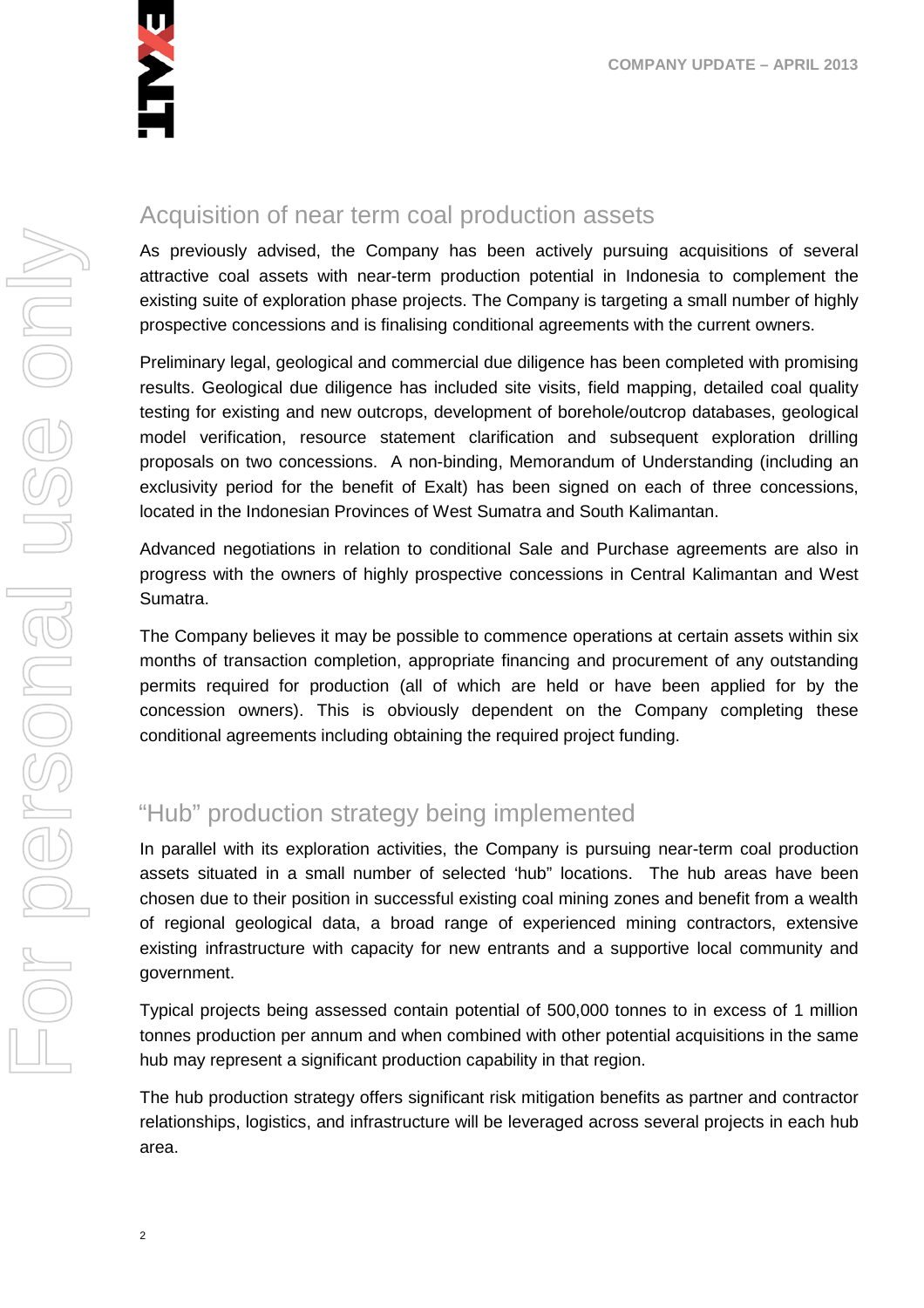## Acquisition of near term coal production assets

As previously advised, the Company has been actively pursuing acquisitions of several attractive coal assets with near-term production potential in Indonesia to complement the existing suite of exploration phase projects. The Company is targeting a small number of highly prospective concessions and is finalising conditional agreements with the current owners.

Preliminary legal, geological and commercial due diligence has been completed with promising results. Geological due diligence has included site visits, field mapping, detailed coal quality testing for existing and new outcrops, development of borehole/outcrop databases, geological model verification, resource statement clarification and subsequent exploration drilling proposals on two concessions. A non-binding, Memorandum of Understanding (including an exclusivity period for the benefit of Exalt) has been signed on each of three concessions, located in the Indonesian Provinces of West Sumatra and South Kalimantan.

Advanced negotiations in relation to conditional Sale and Purchase agreements are also in progress with the owners of highly prospective concessions in Central Kalimantan and West Sumatra.

The Company believes it may be possible to commence operations at certain assets within six months of transaction completion, appropriate financing and procurement of any outstanding permits required for production (all of which are held or have been applied for by the concession owners). This is obviously dependent on the Company completing these conditional agreements including obtaining the required project funding.

## "Hub" production strategy being implemented

In parallel with its exploration activities, the Company is pursuing near-term coal production assets situated in a small number of selected 'hub" locations. The hub areas have been chosen due to their position in successful existing coal mining zones and benefit from a wealth of regional geological data, a broad range of experienced mining contractors, extensive existing infrastructure with capacity for new entrants and a supportive local community and government.

Typical projects being assessed contain potential of 500,000 tonnes to in excess of 1 million tonnes production per annum and when combined with other potential acquisitions in the same hub may represent a significant production capability in that region.

The hub production strategy offers significant risk mitigation benefits as partner and contractor relationships, logistics, and infrastructure will be leveraged across several projects in each hub area.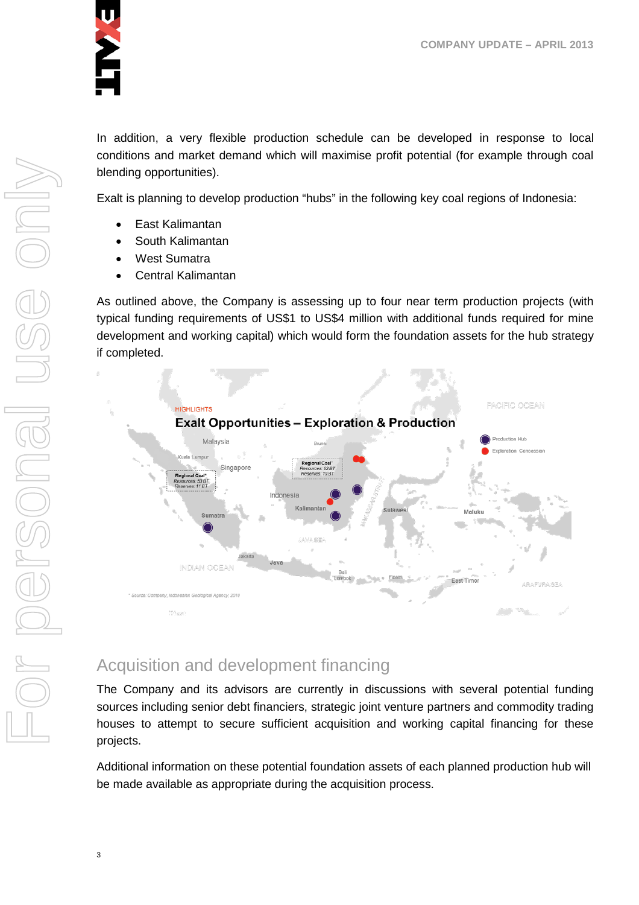In addition, a very flexible production schedule can be developed in response to local conditions and market demand which will maximise profit potential (for example through coal blending opportunities).

Exalt is planning to develop production "hubs" in the following key coal regions of Indonesia:

- East Kalimantan
- South Kalimantan
- West Sumatra
- Central Kalimantan

As outlined above, the Company is assessing up to four near term production projects (with typical funding requirements of US$1 to US$4 million with additional funds required for mine development and working capital) which would form the foundation assets for the hub strategy if completed.

HIGHLIGHTS

**Exalt Opportunities – Exploration & Production**

Production Hub

Exploration Concession

Regional Coal*
Resources: 52 BT
Reserves: 10 BT

Regional Coal*
Resources: 53 BT
Reserves: 11 BT

\* Source: Company, Indonesian Geological Agency, 2010

## Acquisition and development financing

The Company and its advisors are currently in discussions with several potential funding sources including senior debt financiers, strategic joint venture partners and commodity trading houses to attempt to secure sufficient acquisition and working capital financing for these projects.

Additional information on these potential foundation assets of each planned production hub will be made available as appropriate during the acquisition process.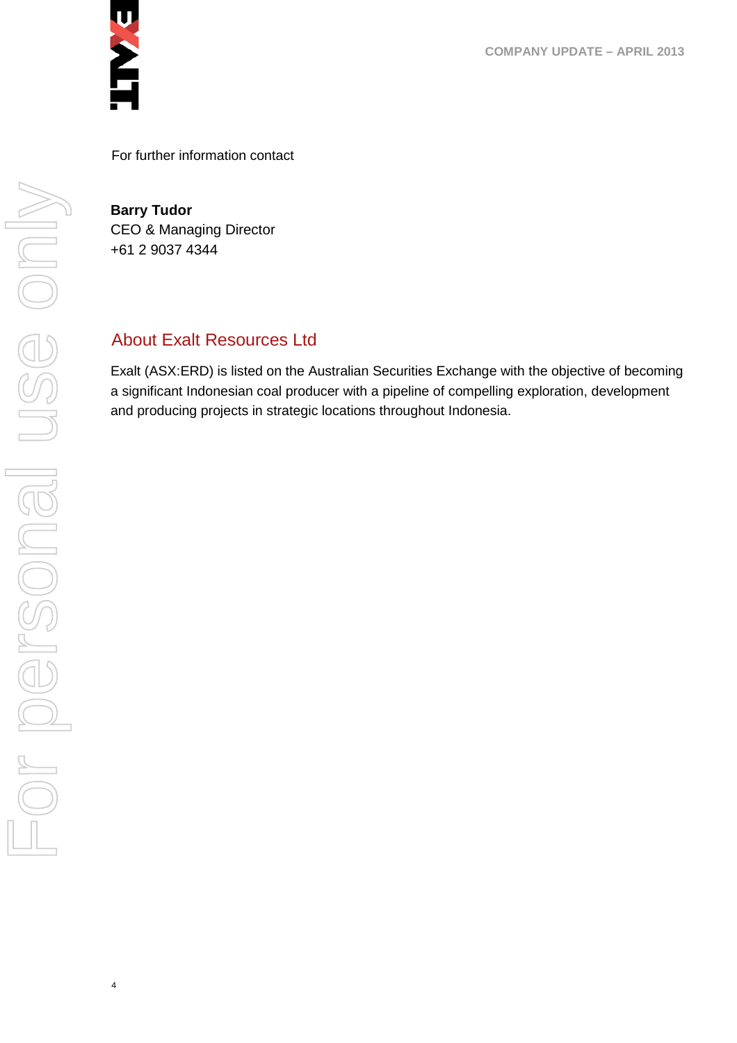For further information contact

**Barry Tudor**
CEO & Managing Director
+61 2 9037 4344

## About Exalt Resources Ltd

Exalt (ASX:ERD) is listed on the Australian Securities Exchange with the objective of becoming a significant Indonesian coal producer with a pipeline of compelling exploration, development and producing projects in strategic locations throughout Indonesia.